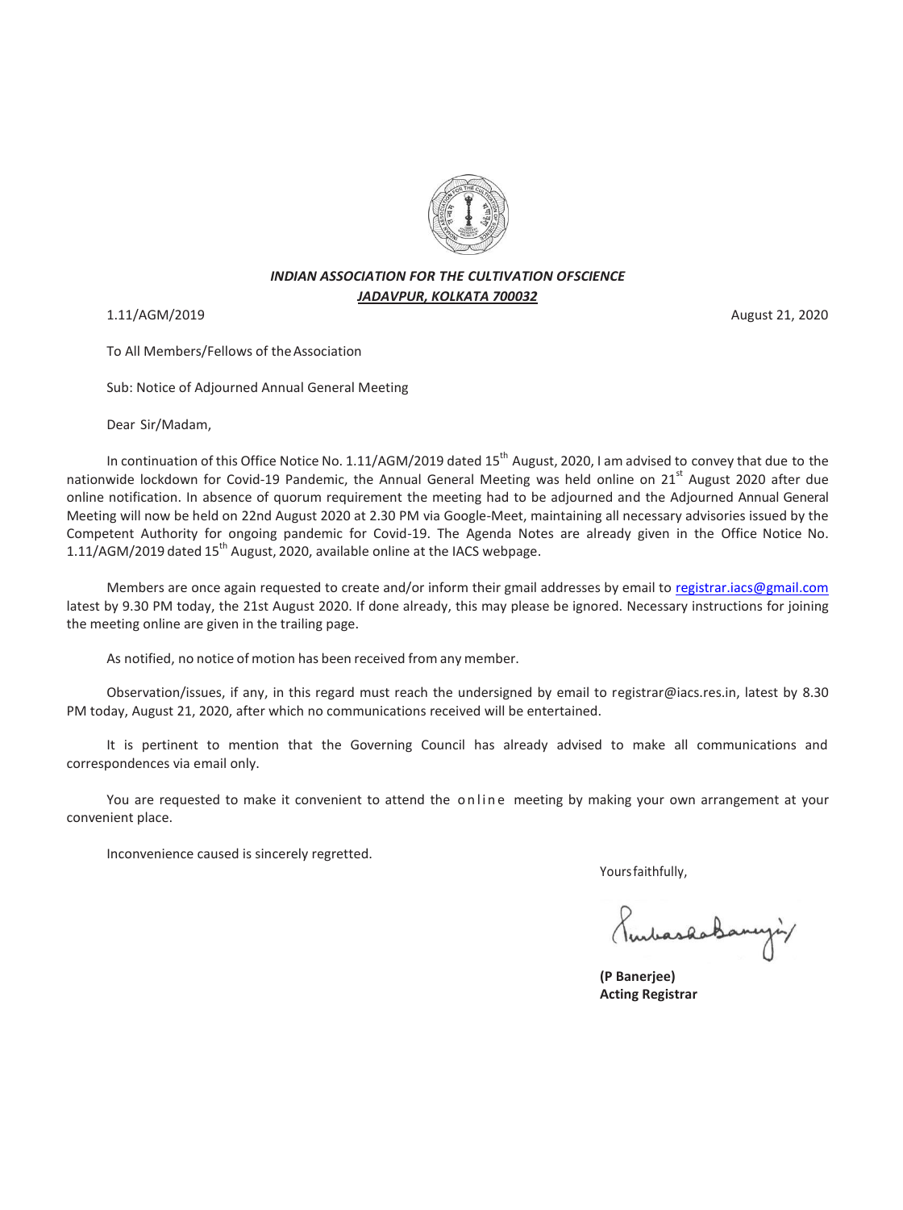***INDIAN ASSOCIATION FOR THE CULTIVATION OFSCIENCE***

***JADAVPUR, KOLKATA 700032***

1.11/AGM/2019

August 21, 2020

To All Members/Fellows of the Association

Sub: Notice of Adjourned Annual General Meeting

Dear Sir/Madam,

In continuation of this Office Notice No. 1.11/AGM/2019 dated 15th August, 2020, I am advised to convey that due to the nationwide lockdown for Covid-19 Pandemic, the Annual General Meeting was held online on 21st August 2020 after due online notification. In absence of quorum requirement the meeting had to be adjourned and the Adjourned Annual General Meeting will now be held on 22nd August 2020 at 2.30 PM via Google-Meet, maintaining all necessary advisories issued by the Competent Authority for ongoing pandemic for Covid-19. The Agenda Notes are already given in the Office Notice No. 1.11/AGM/2019 dated 15th August, 2020, available online at the IACS webpage.

Members are once again requested to create and/or inform their gmail addresses by email to registrar.iacs@gmail.com latest by 9.30 PM today, the 21st August 2020. If done already, this may please be ignored. Necessary instructions for joining the meeting online are given in the trailing page.

As notified, no notice of motion has been received from any member.

Observation/issues, if any, in this regard must reach the undersigned by email to registrar@iacs.res.in, latest by 8.30 PM today, August 21, 2020, after which no communications received will be entertained.

It is pertinent to mention that the Governing Council has already advised to make all communications and correspondences via email only.

You are requested to make it convenient to attend the online meeting by making your own arrangement at your convenient place.

Inconvenience caused is sincerely regretted.

Yours faithfully,

**(P Banerjee)**
**Acting Registrar**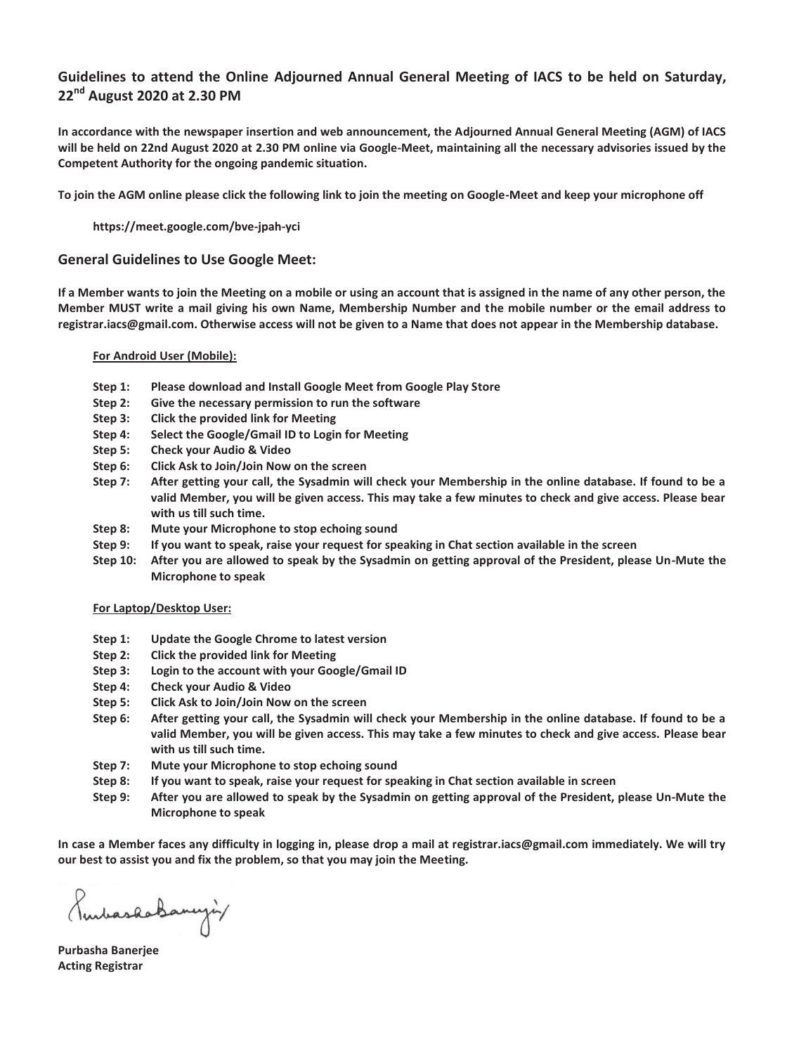## Guidelines to attend the Online Adjourned Annual General Meeting of IACS to be held on Saturday, 22nd August 2020 at 2.30 PM

**In accordance with the newspaper insertion and web announcement, the Adjourned Annual General Meeting (AGM) of IACS will be held on 22nd August 2020 at 2.30 PM online via Google-Meet, maintaining all the necessary advisories issued by the Competent Authority for the ongoing pandemic situation.**

**To join the AGM online please click the following link to join the meeting on Google-Meet and keep your microphone off**

**https://meet.google.com/bve-jpah-yci**

### General Guidelines to Use Google Meet:

**If a Member wants to join the Meeting on a mobile or using an account that is assigned in the name of any other person, the Member MUST write a mail giving his own Name, Membership Number and the mobile number or the email address to registrar.iacs@gmail.com. Otherwise access will not be given to a Name that does not appear in the Membership database.**

**For Android User (Mobile):**

- **Step 1:** Please download and Install Google Meet from Google Play Store
- **Step 2:** Give the necessary permission to run the software
- **Step 3:** Click the provided link for Meeting
- **Step 4:** Select the Google/Gmail ID to Login for Meeting
- **Step 5:** Check your Audio & Video
- **Step 6:** Click Ask to Join/Join Now on the screen
- **Step 7:** After getting your call, the Sysadmin will check your Membership in the online database. If found to be a valid Member, you will be given access. This may take a few minutes to check and give access. Please bear with us till such time.
- **Step 8:** Mute your Microphone to stop echoing sound
- **Step 9:** If you want to speak, raise your request for speaking in Chat section available in the screen
- **Step 10:** After you are allowed to speak by the Sysadmin on getting approval of the President, please Un-Mute the Microphone to speak

**For Laptop/Desktop User:**

- **Step 1:** Update the Google Chrome to latest version
- **Step 2:** Click the provided link for Meeting
- **Step 3:** Login to the account with your Google/Gmail ID
- **Step 4:** Check your Audio & Video
- **Step 5:** Click Ask to Join/Join Now on the screen
- **Step 6:** After getting your call, the Sysadmin will check your Membership in the online database. If found to be a valid Member, you will be given access. This may take a few minutes to check and give access. Please bear with us till such time.
- **Step 7:** Mute your Microphone to stop echoing sound
- **Step 8:** If you want to speak, raise your request for speaking in Chat section available in screen
- **Step 9:** After you are allowed to speak by the Sysadmin on getting approval of the President, please Un-Mute the Microphone to speak

**In case a Member faces any difficulty in logging in, please drop a mail at registrar.iacs@gmail.com immediately. We will try our best to assist you and fix the problem, so that you may join the Meeting.**

**Purbasha Banerjee**
**Acting Registrar**